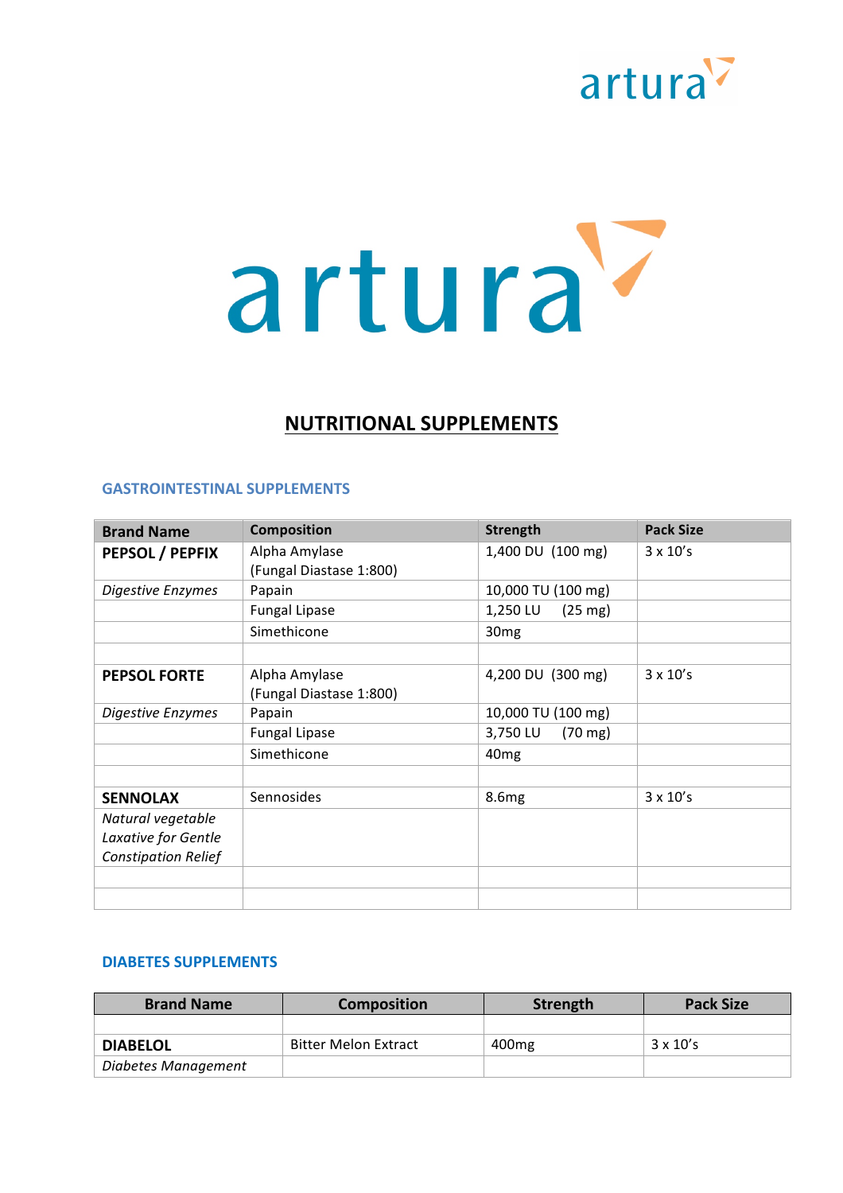artura

artura

# NUTRITIONAL SUPPLEMENTS

## GASTROINTESTINAL SUPPLEMENTS

| Brand Name | Composition | Strength | Pack Size |
|---|---|---|---|
| **PEPSOL / PEPFIX** | Alpha Amylase (Fungal Diastase 1:800) | 1,400 DU (100 mg) | 3 x 10's |
| *Digestive Enzymes* | Papain | 10,000 TU (100 mg) | |
| | Fungal Lipase | 1,250 LU (25 mg) | |
| | Simethicone | 30mg | |
| | | | |
| **PEPSOL FORTE** | Alpha Amylase (Fungal Diastase 1:800) | 4,200 DU (300 mg) | 3 x 10's |
| *Digestive Enzymes* | Papain | 10,000 TU (100 mg) | |
| | Fungal Lipase | 3,750 LU (70 mg) | |
| | Simethicone | 40mg | |
| | | | |
| **SENNOLAX** | Sennosides | 8.6mg | 3 x 10's |
| *Natural vegetable Laxative for Gentle Constipation Relief* | | | |
| | | | |
| | | | |

## DIABETES SUPPLEMENTS

| Brand Name | Composition | Strength | Pack Size |
|---|---|---|---|
| | | | |
| **DIABELOL** | Bitter Melon Extract | 400mg | 3 x 10's |
| *Diabetes Management* | | | |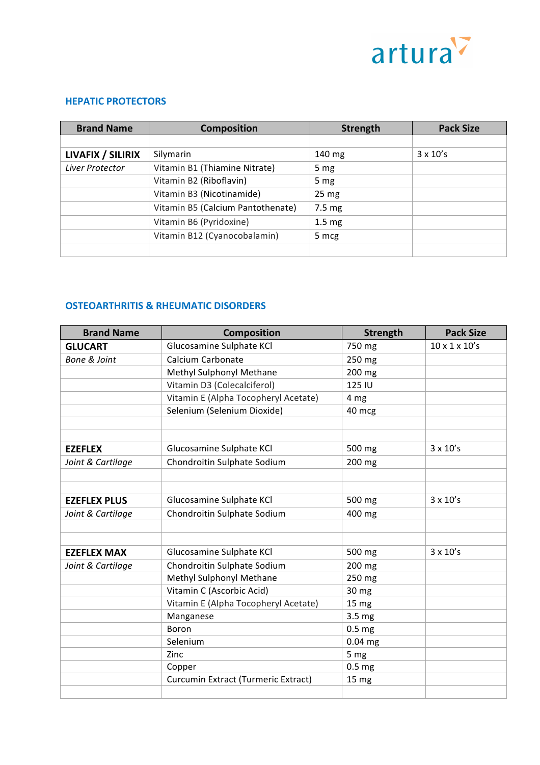## HEPATIC PROTECTORS

| Brand Name | Composition | Strength | Pack Size |
|---|---|---|---|
| | | | |
| **LIVAFIX / SILIRIX** | Silymarin | 140 mg | 3 x 10's |
| *Liver Protector* | Vitamin B1 (Thiamine Nitrate) | 5 mg | |
| | Vitamin B2 (Riboflavin) | 5 mg | |
| | Vitamin B3 (Nicotinamide) | 25 mg | |
| | Vitamin B5 (Calcium Pantothenate) | 7.5 mg | |
| | Vitamin B6 (Pyridoxine) | 1.5 mg | |
| | Vitamin B12 (Cyanocobalamin) | 5 mcg | |
| | | | |

## OSTEOARTHRITIS & RHEUMATIC DISORDERS

| Brand Name | Composition | Strength | Pack Size |
|---|---|---|---|
| **GLUCART** | Glucosamine Sulphate KCl | 750 mg | 10 x 1 x 10's |
| *Bone & Joint* | Calcium Carbonate | 250 mg | |
| | Methyl Sulphonyl Methane | 200 mg | |
| | Vitamin D3 (Colecalciferol) | 125 IU | |
| | Vitamin E (Alpha Tocopheryl Acetate) | 4 mg | |
| | Selenium (Selenium Dioxide) | 40 mcg | |
| | | | |
| | | | |
| **EZEFLEX** | Glucosamine Sulphate KCl | 500 mg | 3 x 10's |
| *Joint & Cartilage* | Chondroitin Sulphate Sodium | 200 mg | |
| | | | |
| | | | |
| **EZEFLEX PLUS** | Glucosamine Sulphate KCl | 500 mg | 3 x 10's |
| *Joint & Cartilage* | Chondroitin Sulphate Sodium | 400 mg | |
| | | | |
| | | | |
| **EZEFLEX MAX** | Glucosamine Sulphate KCl | 500 mg | 3 x 10's |
| *Joint & Cartilage* | Chondroitin Sulphate Sodium | 200 mg | |
| | Methyl Sulphonyl Methane | 250 mg | |
| | Vitamin C (Ascorbic Acid) | 30 mg | |
| | Vitamin E (Alpha Tocopheryl Acetate) | 15 mg | |
| | Manganese | 3.5 mg | |
| | Boron | 0.5 mg | |
| | Selenium | 0.04 mg | |
| | Zinc | 5 mg | |
| | Copper | 0.5 mg | |
| | Curcumin Extract (Turmeric Extract) | 15 mg | |
| | | | |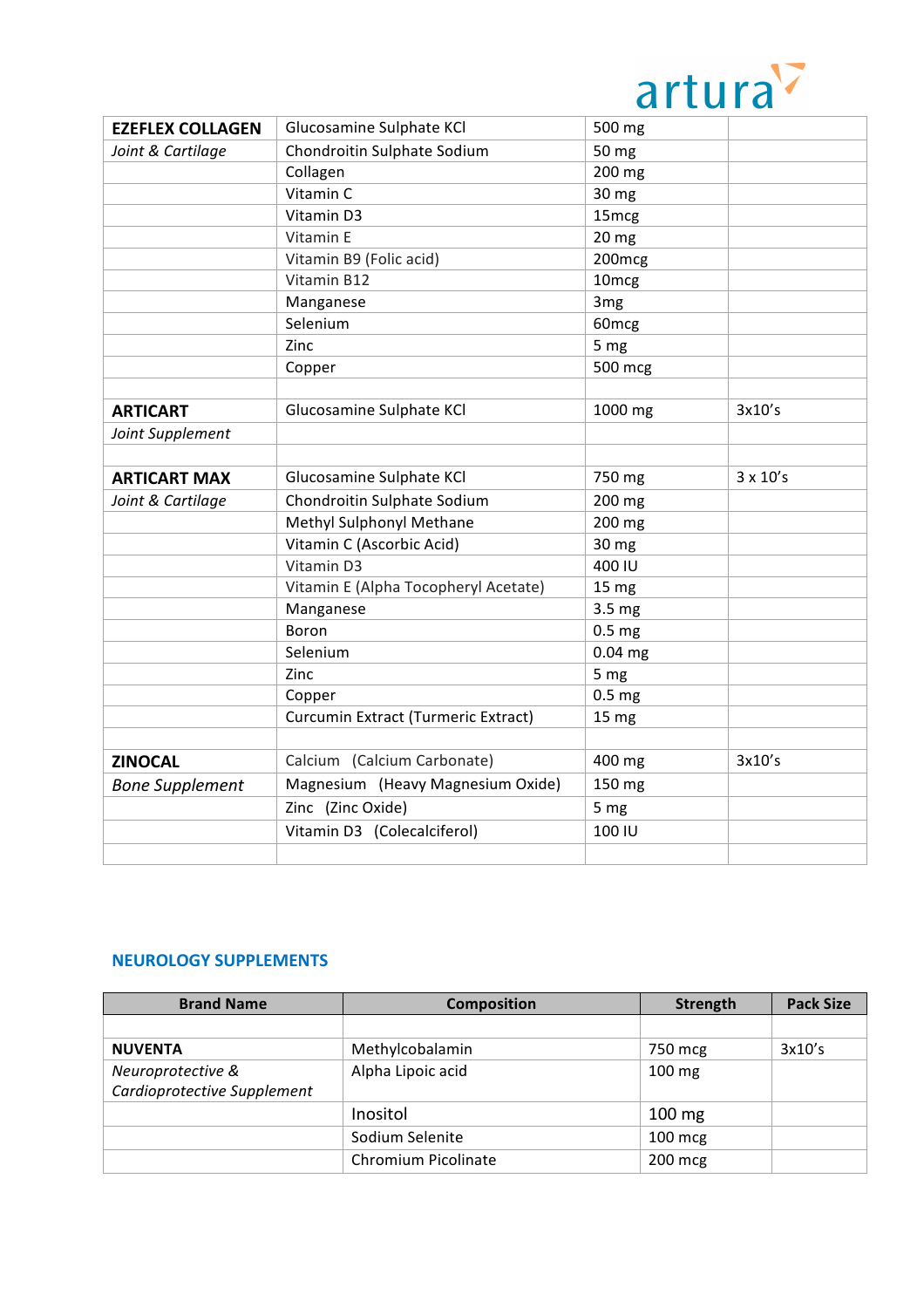| | | | |
|---|---|---|---|
| **EZEFLEX COLLAGEN** | Glucosamine Sulphate KCl | 500 mg | |
| *Joint & Cartilage* | Chondroitin Sulphate Sodium | 50 mg | |
| | Collagen | 200 mg | |
| | Vitamin C | 30 mg | |
| | Vitamin D3 | 15mcg | |
| | Vitamin E | 20 mg | |
| | Vitamin B9 (Folic acid) | 200mcg | |
| | Vitamin B12 | 10mcg | |
| | Manganese | 3mg | |
| | Selenium | 60mcg | |
| | Zinc | 5 mg | |
| | Copper | 500 mcg | |
| | | | |
| **ARTICART** | Glucosamine Sulphate KCl | 1000 mg | 3x10's |
| *Joint Supplement* | | | |
| | | | |
| **ARTICART MAX** | Glucosamine Sulphate KCl | 750 mg | 3 x 10's |
| *Joint & Cartilage* | Chondroitin Sulphate Sodium | 200 mg | |
| | Methyl Sulphonyl Methane | 200 mg | |
| | Vitamin C (Ascorbic Acid) | 30 mg | |
| | Vitamin D3 | 400 IU | |
| | Vitamin E (Alpha Tocopheryl Acetate) | 15 mg | |
| | Manganese | 3.5 mg | |
| | Boron | 0.5 mg | |
| | Selenium | 0.04 mg | |
| | Zinc | 5 mg | |
| | Copper | 0.5 mg | |
| | Curcumin Extract (Turmeric Extract) | 15 mg | |
| | | | |
| **ZINOCAL** | Calcium (Calcium Carbonate) | 400 mg | 3x10's |
| *Bone Supplement* | Magnesium (Heavy Magnesium Oxide) | 150 mg | |
| | Zinc (Zinc Oxide) | 5 mg | |
| | Vitamin D3 (Colecalciferol) | 100 IU | |
| | | | |

## NEUROLOGY SUPPLEMENTS

| Brand Name | Composition | Strength | Pack Size |
|---|---|---|---|
| | | | |
| **NUVENTA** | Methylcobalamin | 750 mcg | 3x10's |
| *Neuroprotective & Cardioprotective Supplement* | Alpha Lipoic acid | 100 mg | |
| | Inositol | 100 mg | |
| | Sodium Selenite | 100 mcg | |
| | Chromium Picolinate | 200 mcg | |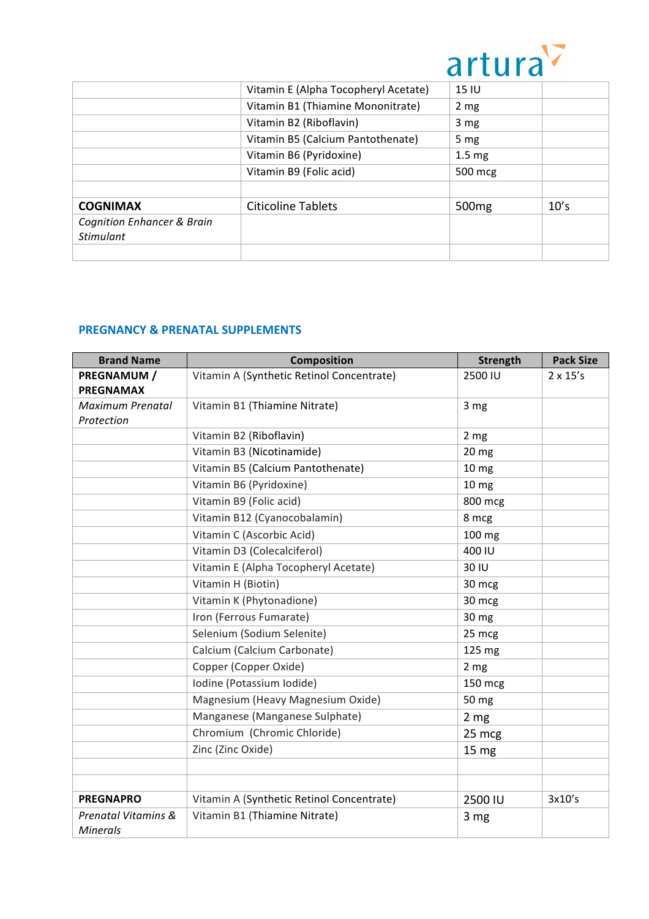| | | | |
|---|---|---|---|
| | Vitamin E (Alpha Tocopheryl Acetate) | 15 IU | |
| | Vitamin B1 (Thiamine Mononitrate) | 2 mg | |
| | Vitamin B2 (Riboflavin) | 3 mg | |
| | Vitamin B5 (Calcium Pantothenate) | 5 mg | |
| | Vitamin B6 (Pyridoxine) | 1.5 mg | |
| | Vitamin B9 (Folic acid) | 500 mcg | |
| | | | |
| **COGNIMAX** | Citicoline Tablets | 500mg | 10's |
| *Cognition Enhancer & Brain Stimulant* | | | |
| | | | |

## PREGNANCY & PRENATAL SUPPLEMENTS

| Brand Name | Composition | Strength | Pack Size |
|---|---|---|---|
| **PREGNAMUM / PREGNAMAX** | Vitamin A (Synthetic Retinol Concentrate) | 2500 IU | 2 x 15's |
| *Maximum Prenatal Protection* | Vitamin B1 (Thiamine Nitrate) | 3 mg | |
| | Vitamin B2 (Riboflavin) | 2 mg | |
| | Vitamin B3 (Nicotinamide) | 20 mg | |
| | Vitamin B5 (Calcium Pantothenate) | 10 mg | |
| | Vitamin B6 (Pyridoxine) | 10 mg | |
| | Vitamin B9 (Folic acid) | 800 mcg | |
| | Vitamin B12 (Cyanocobalamin) | 8 mcg | |
| | Vitamin C (Ascorbic Acid) | 100 mg | |
| | Vitamin D3 (Colecalciferol) | 400 IU | |
| | Vitamin E (Alpha Tocopheryl Acetate) | 30 IU | |
| | Vitamin H (Biotin) | 30 mcg | |
| | Vitamin K (Phytonadione) | 30 mcg | |
| | Iron (Ferrous Fumarate) | 30 mg | |
| | Selenium (Sodium Selenite) | 25 mcg | |
| | Calcium (Calcium Carbonate) | 125 mg | |
| | Copper (Copper Oxide) | 2 mg | |
| | Iodine (Potassium Iodide) | 150 mcg | |
| | Magnesium (Heavy Magnesium Oxide) | 50 mg | |
| | Manganese (Manganese Sulphate) | 2 mg | |
| | Chromium (Chromic Chloride) | 25 mcg | |
| | Zinc (Zinc Oxide) | 15 mg | |
| | | | |
| | | | |
| **PREGNAPRO** | Vitamin A (Synthetic Retinol Concentrate) | 2500 IU | 3x10's |
| *Prenatal Vitamins & Minerals* | Vitamin B1 (Thiamine Nitrate) | 3 mg | |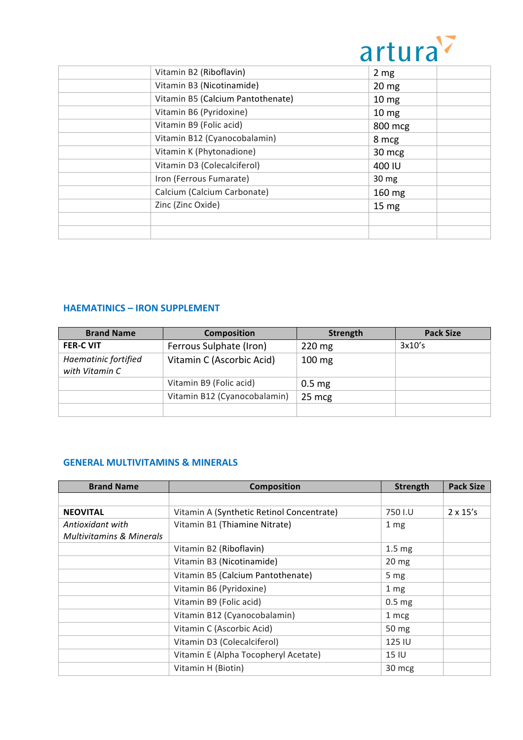| | | | |
|---|---|---|---|
| | Vitamin B2 (Riboflavin) | 2 mg | |
| | Vitamin B3 (Nicotinamide) | 20 mg | |
| | Vitamin B5 (Calcium Pantothenate) | 10 mg | |
| | Vitamin B6 (Pyridoxine) | 10 mg | |
| | Vitamin B9 (Folic acid) | 800 mcg | |
| | Vitamin B12 (Cyanocobalamin) | 8 mcg | |
| | Vitamin K (Phytonadione) | 30 mcg | |
| | Vitamin D3 (Colecalciferol) | 400 IU | |
| | Iron (Ferrous Fumarate) | 30 mg | |
| | Calcium (Calcium Carbonate) | 160 mg | |
| | Zinc (Zinc Oxide) | 15 mg | |
| | | | |
| | | | |

## HAEMATINICS – IRON SUPPLEMENT

| Brand Name | Composition | Strength | Pack Size |
|---|---|---|---|
| **FER-C VIT** | Ferrous Sulphate (Iron) | 220 mg | 3x10's |
| *Haematinic fortified with Vitamin C* | Vitamin C (Ascorbic Acid) | 100 mg | |
| | Vitamin B9 (Folic acid) | 0.5 mg | |
| | Vitamin B12 (Cyanocobalamin) | 25 mcg | |
| | | | |

## GENERAL MULTIVITAMINS & MINERALS

| Brand Name | Composition | Strength | Pack Size |
|---|---|---|---|
| | | | |
| **NEOVITAL** | Vitamin A (Synthetic Retinol Concentrate) | 750 I.U | 2 x 15's |
| *Antioxidant with Multivitamins & Minerals* | Vitamin B1 (Thiamine Nitrate) | 1 mg | |
| | Vitamin B2 (Riboflavin) | 1.5 mg | |
| | Vitamin B3 (Nicotinamide) | 20 mg | |
| | Vitamin B5 (Calcium Pantothenate) | 5 mg | |
| | Vitamin B6 (Pyridoxine) | 1 mg | |
| | Vitamin B9 (Folic acid) | 0.5 mg | |
| | Vitamin B12 (Cyanocobalamin) | 1 mcg | |
| | Vitamin C (Ascorbic Acid) | 50 mg | |
| | Vitamin D3 (Colecalciferol) | 125 IU | |
| | Vitamin E (Alpha Tocopheryl Acetate) | 15 IU | |
| | Vitamin H (Biotin) | 30 mcg | |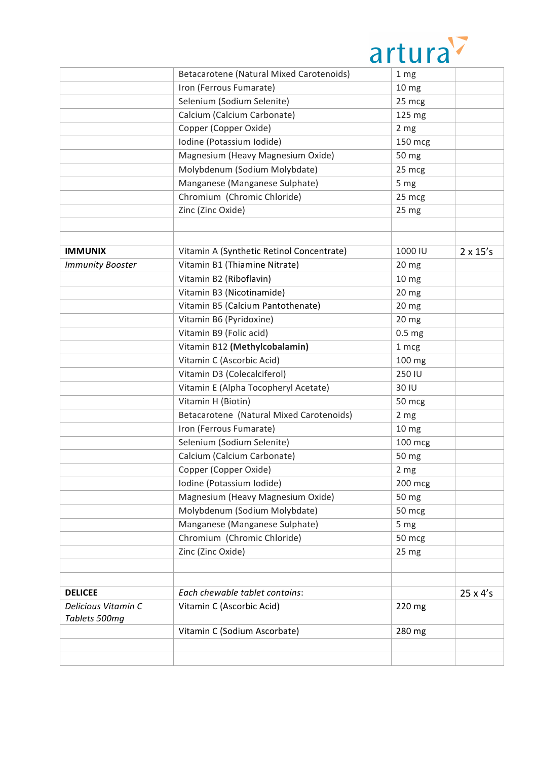| | | | |
|---|---|---|---|
| | Betacarotene (Natural Mixed Carotenoids) | 1 mg | |
| | Iron (Ferrous Fumarate) | 10 mg | |
| | Selenium (Sodium Selenite) | 25 mcg | |
| | Calcium (Calcium Carbonate) | 125 mg | |
| | Copper (Copper Oxide) | 2 mg | |
| | Iodine (Potassium Iodide) | 150 mcg | |
| | Magnesium (Heavy Magnesium Oxide) | 50 mg | |
| | Molybdenum (Sodium Molybdate) | 25 mcg | |
| | Manganese (Manganese Sulphate) | 5 mg | |
| | Chromium (Chromic Chloride) | 25 mcg | |
| | Zinc (Zinc Oxide) | 25 mg | |
| | | | |
| | | | |
| **IMMUNIX** | Vitamin A (Synthetic Retinol Concentrate) | 1000 IU | 2 x 15's |
| *Immunity Booster* | Vitamin B1 (Thiamine Nitrate) | 20 mg | |
| | Vitamin B2 (Riboflavin) | 10 mg | |
| | Vitamin B3 (Nicotinamide) | 20 mg | |
| | Vitamin B5 (Calcium Pantothenate) | 20 mg | |
| | Vitamin B6 (Pyridoxine) | 20 mg | |
| | Vitamin B9 (Folic acid) | 0.5 mg | |
| | Vitamin B12 **(Methylcobalamin)** | 1 mcg | |
| | Vitamin C (Ascorbic Acid) | 100 mg | |
| | Vitamin D3 (Colecalciferol) | 250 IU | |
| | Vitamin E (Alpha Tocopheryl Acetate) | 30 IU | |
| | Vitamin H (Biotin) | 50 mcg | |
| | Betacarotene (Natural Mixed Carotenoids) | 2 mg | |
| | Iron (Ferrous Fumarate) | 10 mg | |
| | Selenium (Sodium Selenite) | 100 mcg | |
| | Calcium (Calcium Carbonate) | 50 mg | |
| | Copper (Copper Oxide) | 2 mg | |
| | Iodine (Potassium Iodide) | 200 mcg | |
| | Magnesium (Heavy Magnesium Oxide) | 50 mg | |
| | Molybdenum (Sodium Molybdate) | 50 mcg | |
| | Manganese (Manganese Sulphate) | 5 mg | |
| | Chromium (Chromic Chloride) | 50 mcg | |
| | Zinc (Zinc Oxide) | 25 mg | |
| | | | |
| | | | |
| **DELICEE** | *Each chewable tablet contains*: | | 25 x 4's |
| *Delicious Vitamin C Tablets 500mg* | Vitamin C (Ascorbic Acid) | 220 mg | |
| | Vitamin C (Sodium Ascorbate) | 280 mg | |
| | | | |
| | | | |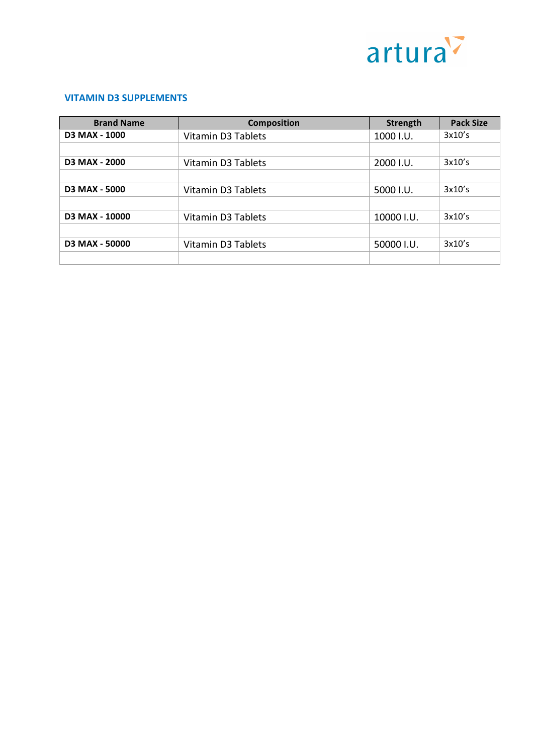## VITAMIN D3 SUPPLEMENTS

| Brand Name | Composition | Strength | Pack Size |
|---|---|---|---|
| **D3 MAX - 1000** | Vitamin D3 Tablets | 1000 I.U. | 3x10’s |
| | | | |
| **D3 MAX - 2000** | Vitamin D3 Tablets | 2000 I.U. | 3x10’s |
| | | | |
| **D3 MAX - 5000** | Vitamin D3 Tablets | 5000 I.U. | 3x10’s |
| | | | |
| **D3 MAX - 10000** | Vitamin D3 Tablets | 10000 I.U. | 3x10’s |
| | | | |
| **D3 MAX - 50000** | Vitamin D3 Tablets | 50000 I.U. | 3x10’s |
| | | | |